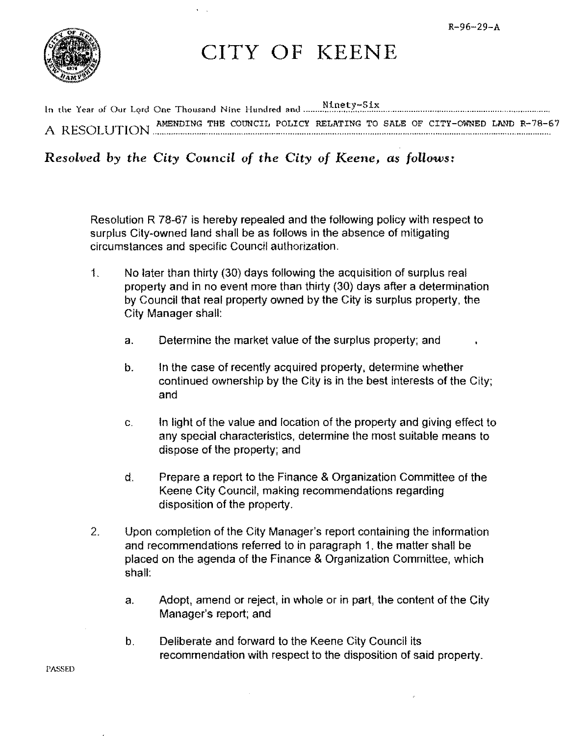R-96-29-A

# CITY OF KEENE

In the Year of Our Lord One Thousand Nine Hundred and Ninety-Six

A RESOLUTION AMENDING THE COUNCIL POLICY RELATING TO SALE OF CITY-OWNED LAND R-78-67

***Resolved by the City Council of the City of Keene, as follows:***

Resolution R 78-67 is hereby repealed and the following policy with respect to surplus City-owned land shall be as follows in the absence of mitigating circumstances and specific Council authorization.

1. No later than thirty (30) days following the acquisition of surplus real property and in no event more than thirty (30) days after a determination by Council that real property owned by the City is surplus property, the City Manager shall:

   a. Determine the market value of the surplus property; and

   b. In the case of recently acquired property, determine whether continued ownership by the City is in the best interests of the City; and

   c. In light of the value and location of the property and giving effect to any special characteristics, determine the most suitable means to dispose of the property; and

   d. Prepare a report to the Finance & Organization Committee of the Keene City Council, making recommendations regarding disposition of the property.

2. Upon completion of the City Manager's report containing the information and recommendations referred to in paragraph 1, the matter shall be placed on the agenda of the Finance & Organization Committee, which shall:

   a. Adopt, amend or reject, in whole or in part, the content of the City Manager's report; and

   b. Deliberate and forward to the Keene City Council its recommendation with respect to the disposition of said property.

PASSED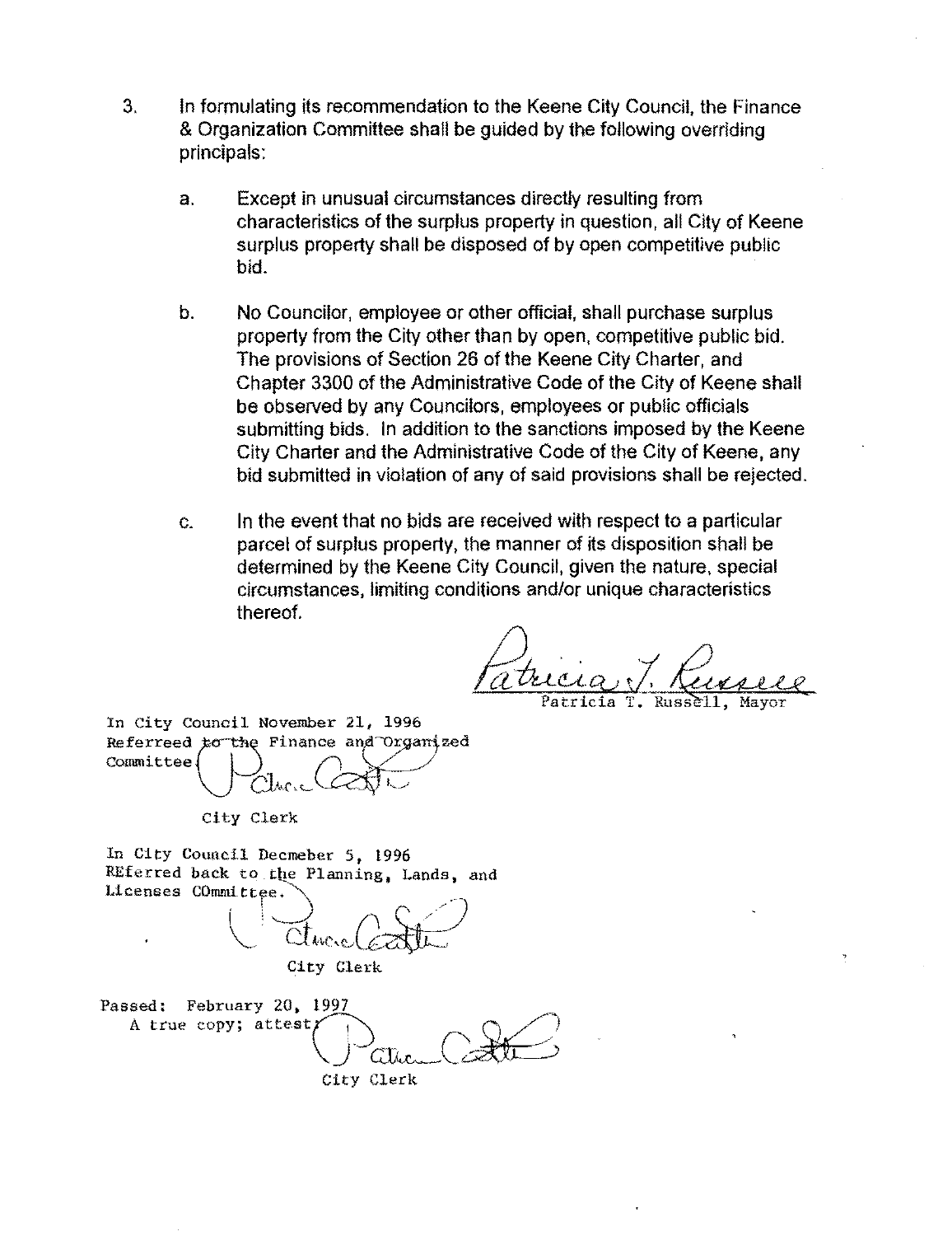3. In formulating its recommendation to the Keene City Council, the Finance & Organization Committee shall be guided by the following overriding principals:

   a. Except in unusual circumstances directly resulting from characteristics of the surplus property in question, all City of Keene surplus property shall be disposed of by open competitive public bid.

   b. No Councilor, employee or other official, shall purchase surplus property from the City other than by open, competitive public bid. The provisions of Section 26 of the Keene City Charter, and Chapter 3300 of the Administrative Code of the City of Keene shall be observed by any Councilors, employees or public officials submitting bids. In addition to the sanctions imposed by the Keene City Charter and the Administrative Code of the City of Keene, any bid submitted in violation of any of said provisions shall be rejected.

   c. In the event that no bids are received with respect to a particular parcel of surplus property, the manner of its disposition shall be determined by the Keene City Council, given the nature, special circumstances, limiting conditions and/or unique characteristics thereof.

Patricia T. Russell

Patricia T. Russell, Mayor

In City Council November 21, 1996
Referreed to the Finance and Organized Committee.

City Clerk

In City Council Decmeber 5, 1996
REferred back to the Planning, Lands, and Licenses COmmittee.

City Clerk

Passed: February 20, 1997
A true copy; attest:

City Clerk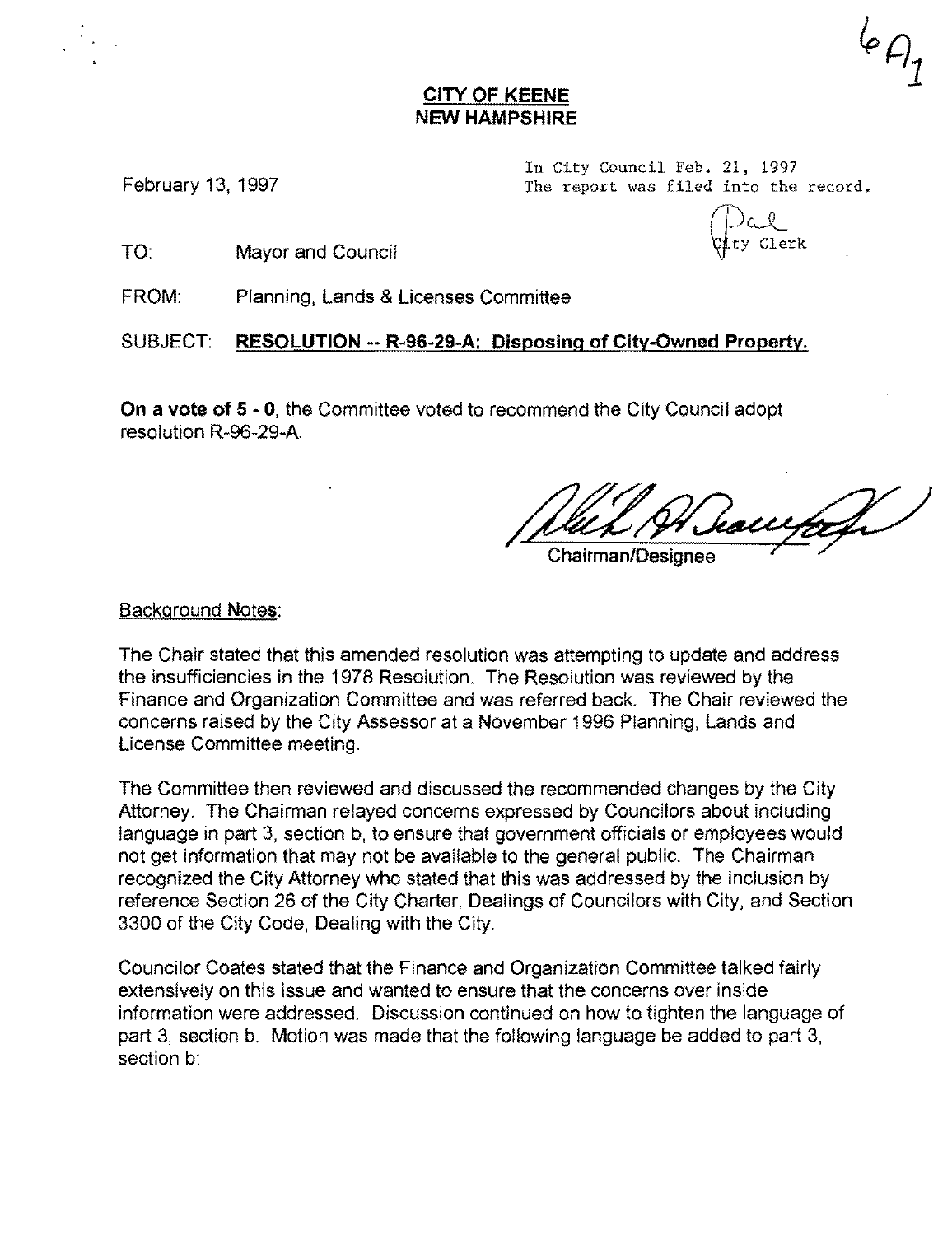6A1

**CITY OF KEENE**
**NEW HAMPSHIRE**

February 13, 1997

In City Council Feb. 21, 1997
The report was filed into the record.

City Clerk

TO: Mayor and Council

FROM: Planning, Lands & Licenses Committee

SUBJECT: **RESOLUTION -- R-96-29-A: Disposing of City-Owned Property.**

**On a vote of 5 - 0**, the Committee voted to recommend the City Council adopt resolution R-96-29-A.

Chairman/Designee

Background Notes:

The Chair stated that this amended resolution was attempting to update and address the insufficiencies in the 1978 Resolution. The Resolution was reviewed by the Finance and Organization Committee and was referred back. The Chair reviewed the concerns raised by the City Assessor at a November 1996 Planning, Lands and License Committee meeting.

The Committee then reviewed and discussed the recommended changes by the City Attorney. The Chairman relayed concerns expressed by Councilors about including language in part 3, section b, to ensure that government officials or employees would not get information that may not be available to the general public. The Chairman recognized the City Attorney who stated that this was addressed by the inclusion by reference Section 26 of the City Charter, Dealings of Councilors with City, and Section 3300 of the City Code, Dealing with the City.

Councilor Coates stated that the Finance and Organization Committee talked fairly extensively on this issue and wanted to ensure that the concerns over inside information were addressed. Discussion continued on how to tighten the language of part 3, section b. Motion was made that the following language be added to part 3, section b: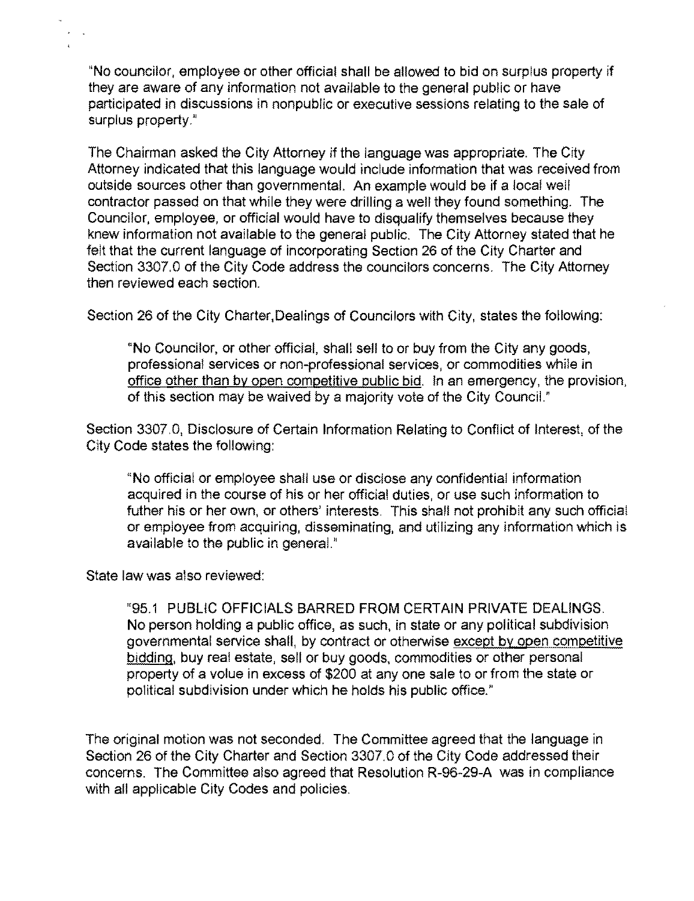"No councilor, employee or other official shall be allowed to bid on surplus property if they are aware of any information not available to the general public or have participated in discussions in nonpublic or executive sessions relating to the sale of surplus property."

The Chairman asked the City Attorney if the language was appropriate. The City Attorney indicated that this language would include information that was received from outside sources other than governmental. An example would be if a local well contractor passed on that while they were drilling a well they found something. The Councilor, employee, or official would have to disqualify themselves because they knew information not available to the general public. The City Attorney stated that he felt that the current language of incorporating Section 26 of the City Charter and Section 3307.0 of the City Code address the councilors concerns. The City Attorney then reviewed each section.

Section 26 of the City Charter,Dealings of Councilors with City, states the following:

> "No Councilor, or other official, shall sell to or buy from the City any goods, professional services or non-professional services, or commodities while in <u>office other than by open competitive public bid</u>. In an emergency, the provision, of this section may be waived by a majority vote of the City Council."

Section 3307.0, Disclosure of Certain Information Relating to Conflict of Interest, of the City Code states the following:

> "No official or employee shall use or disclose any confidential information acquired in the course of his or her official duties, or use such information to futher his or her own, or others' interests. This shall not prohibit any such official or employee from acquiring, disseminating, and utilizing any information which is available to the public in general."

State law was also reviewed:

> "95.1 PUBLIC OFFICIALS BARRED FROM CERTAIN PRIVATE DEALINGS. No person holding a public office, as such, in state or any political subdivision governmental service shall, by contract or otherwise <u>except by open competitive bidding</u>, buy real estate, sell or buy goods, commodities or other personal property of a volue in excess of $200 at any one sale to or from the state or political subdivision under which he holds his public office."

The original motion was not seconded. The Committee agreed that the language in Section 26 of the City Charter and Section 3307.0 of the City Code addressed their concerns. The Committee also agreed that Resolution R-96-29-A was in compliance with all applicable City Codes and policies.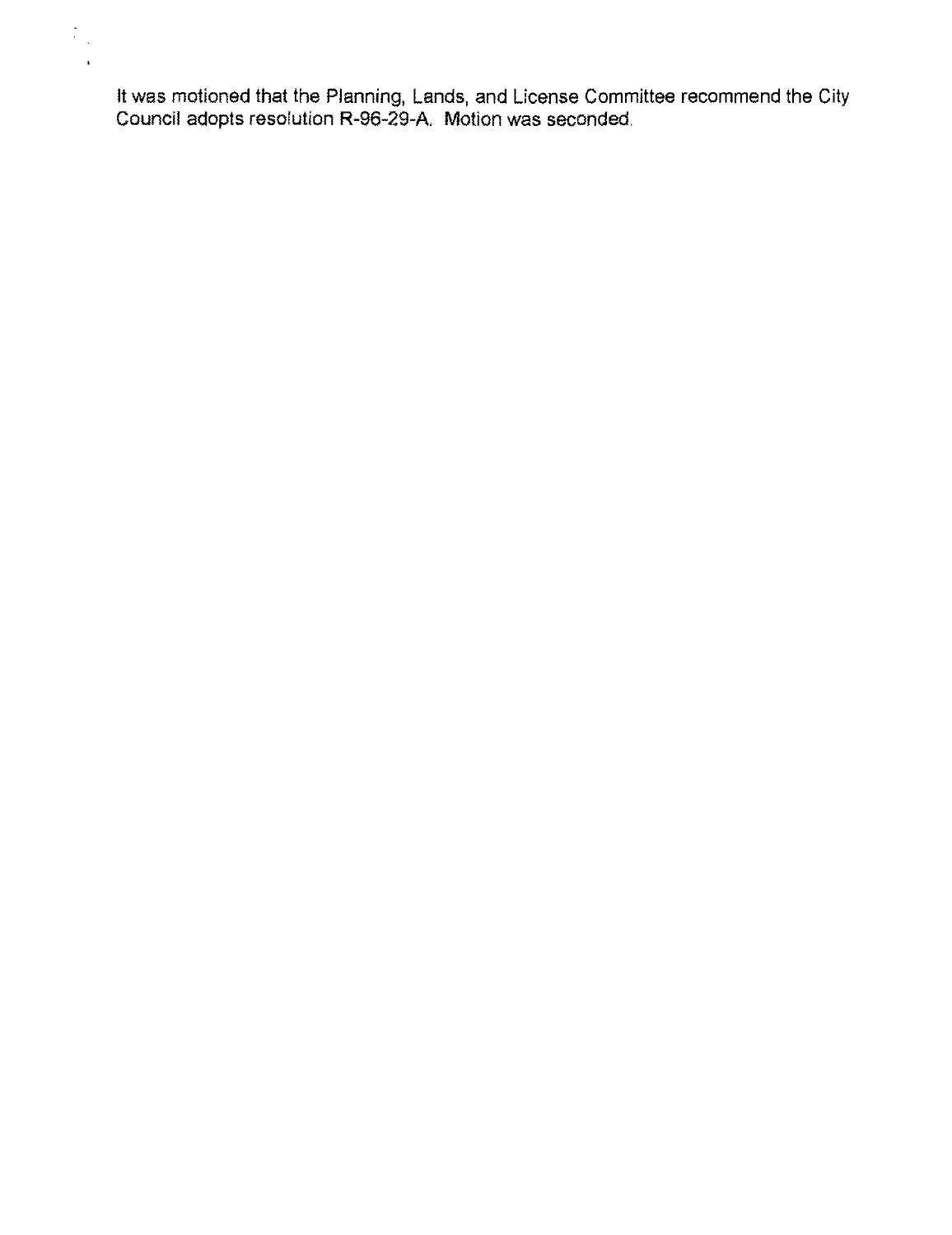It was motioned that the Planning, Lands, and License Committee recommend the City Council adopts resolution R-96-29-A. Motion was seconded.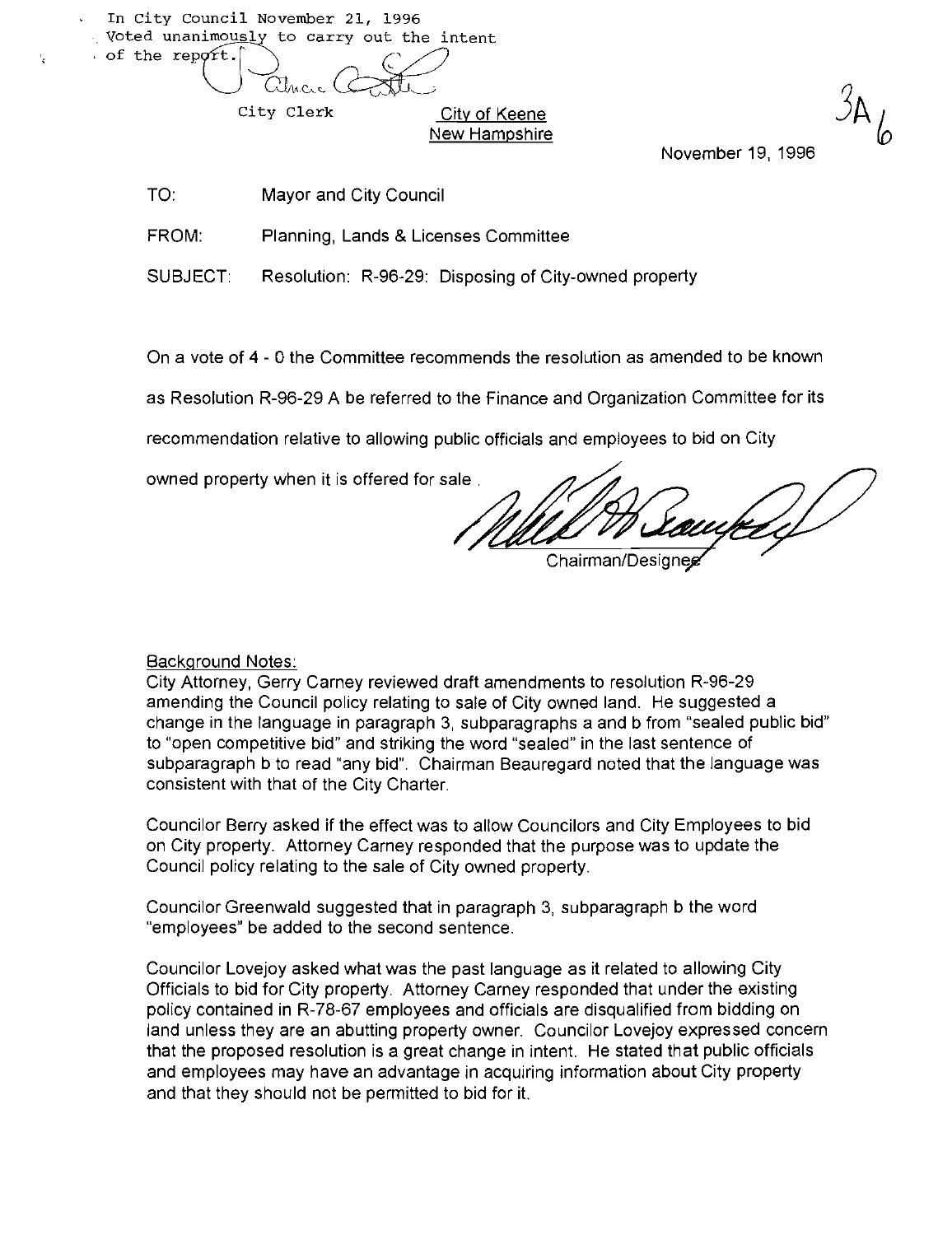In City Council November 21, 1996
Voted unanimously to carry out the intent of the report.

City Clerk

City of Keene
New Hampshire

3A 6

November 19, 1996

TO: Mayor and City Council

FROM: Planning, Lands & Licenses Committee

SUBJECT: Resolution: R-96-29: Disposing of City-owned property

On a vote of 4 - 0 the Committee recommends the resolution as amended to be known as Resolution R-96-29 A be referred to the Finance and Organization Committee for its recommendation relative to allowing public officials and employees to bid on City owned property when it is offered for sale.

Chairman/Designee

Background Notes:

City Attorney, Gerry Carney reviewed draft amendments to resolution R-96-29 amending the Council policy relating to sale of City owned land. He suggested a change in the language in paragraph 3, subparagraphs a and b from "sealed public bid" to "open competitive bid" and striking the word "sealed" in the last sentence of subparagraph b to read "any bid". Chairman Beauregard noted that the language was consistent with that of the City Charter.

Councilor Berry asked if the effect was to allow Councilors and City Employees to bid on City property. Attorney Carney responded that the purpose was to update the Council policy relating to the sale of City owned property.

Councilor Greenwald suggested that in paragraph 3, subparagraph b the word "employees" be added to the second sentence.

Councilor Lovejoy asked what was the past language as it related to allowing City Officials to bid for City property. Attorney Carney responded that under the existing policy contained in R-78-67 employees and officials are disqualified from bidding on land unless they are an abutting property owner. Councilor Lovejoy expressed concern that the proposed resolution is a great change in intent. He stated that public officials and employees may have an advantage in acquiring information about City property and that they should not be permitted to bid for it.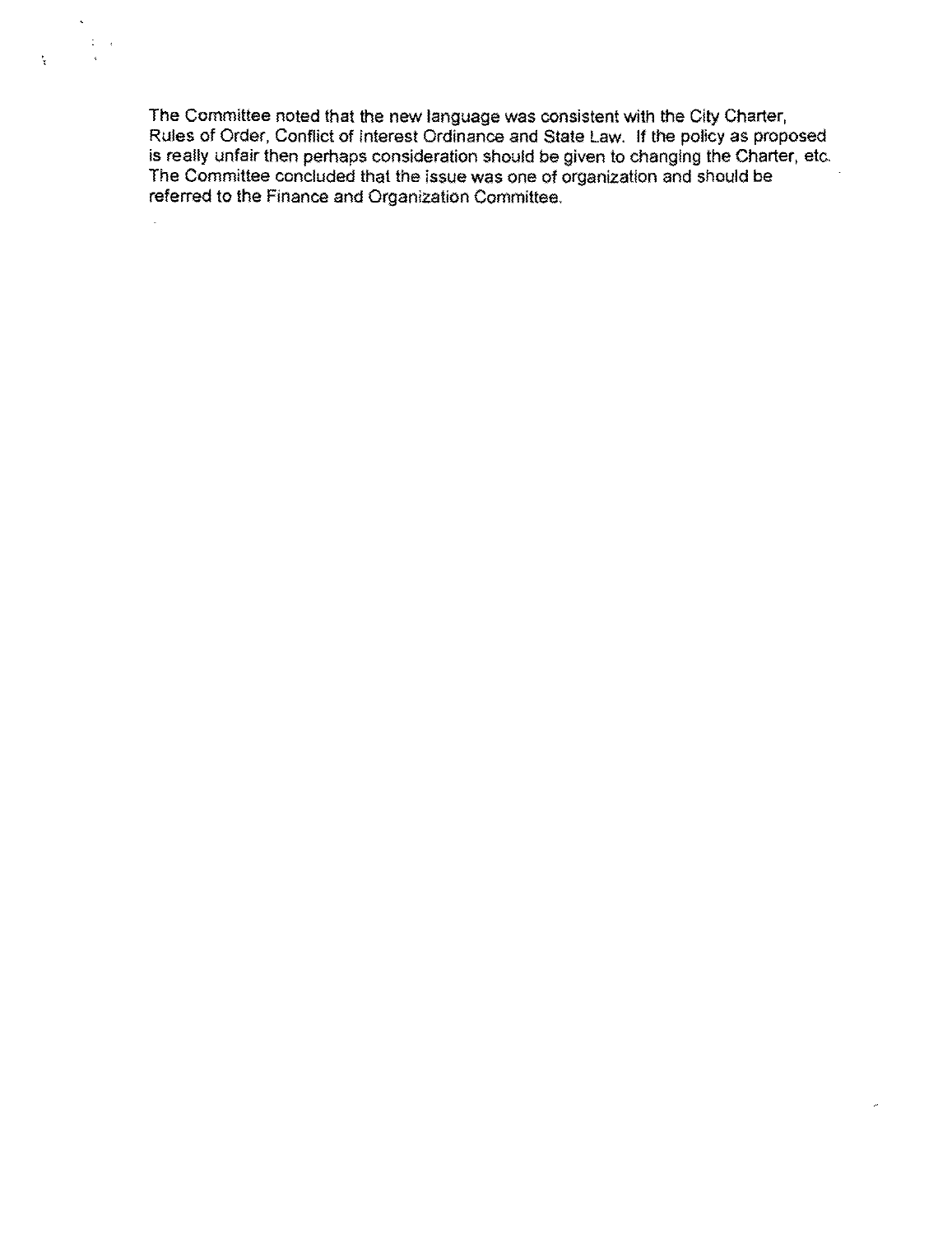The Committee noted that the new language was consistent with the City Charter, Rules of Order, Conflict of Interest Ordinance and State Law. If the policy as proposed is really unfair then perhaps consideration should be given to changing the Charter, etc. The Committee concluded that the issue was one of organization and should be referred to the Finance and Organization Committee.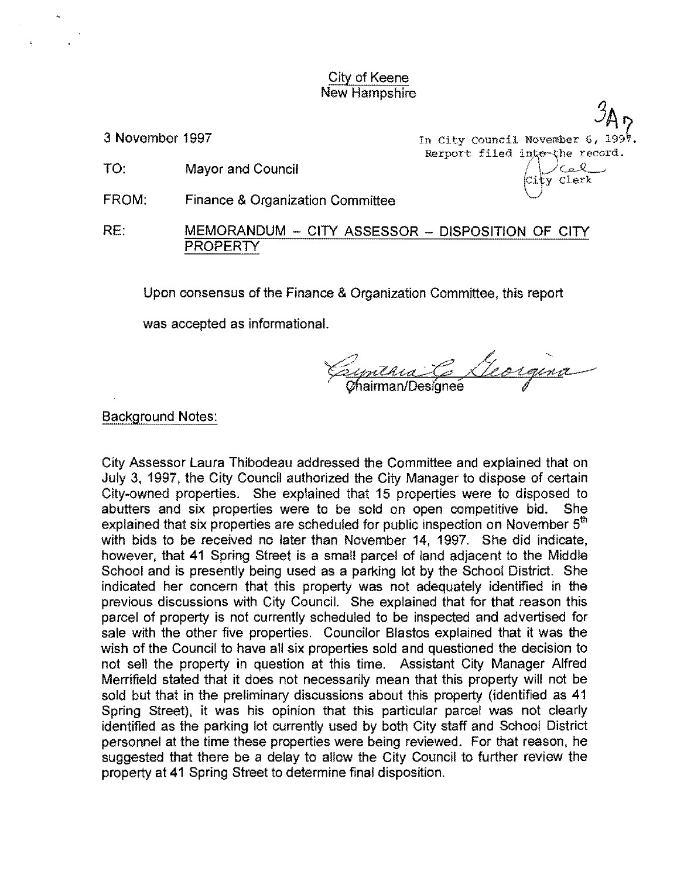City of Keene
New Hampshire

3A7

3 November 1997

In City Council November 6, 1997.
Rerport filed into the record.
City Clerk

TO: Mayor and Council

FROM: Finance & Organization Committee

RE: MEMORANDUM – CITY ASSESSOR – DISPOSITION OF CITY PROPERTY

Upon consensus of the Finance & Organization Committee, this report was accepted as informational.

Cynthia C. Georgina
Chairman/Designee

Background Notes:

City Assessor Laura Thibodeau addressed the Committee and explained that on July 3, 1997, the City Council authorized the City Manager to dispose of certain City-owned properties. She explained that 15 properties were to disposed to abutters and six properties were to be sold on open competitive bid. She explained that six properties are scheduled for public inspection on November 5th with bids to be received no later than November 14, 1997. She did indicate, however, that 41 Spring Street is a small parcel of land adjacent to the Middle School and is presently being used as a parking lot by the School District. She indicated her concern that this property was not adequately identified in the previous discussions with City Council. She explained that for that reason this parcel of property is not currently scheduled to be inspected and advertised for sale with the other five properties. Councilor Blastos explained that it was the wish of the Council to have all six properties sold and questioned the decision to not sell the property in question at this time. Assistant City Manager Alfred Merrifield stated that it does not necessarily mean that this property will not be sold but that in the preliminary discussions about this property (identified as 41 Spring Street), it was his opinion that this particular parcel was not clearly identified as the parking lot currently used by both City staff and School District personnel at the time these properties were being reviewed. For that reason, he suggested that there be a delay to allow the City Council to further review the property at 41 Spring Street to determine final disposition.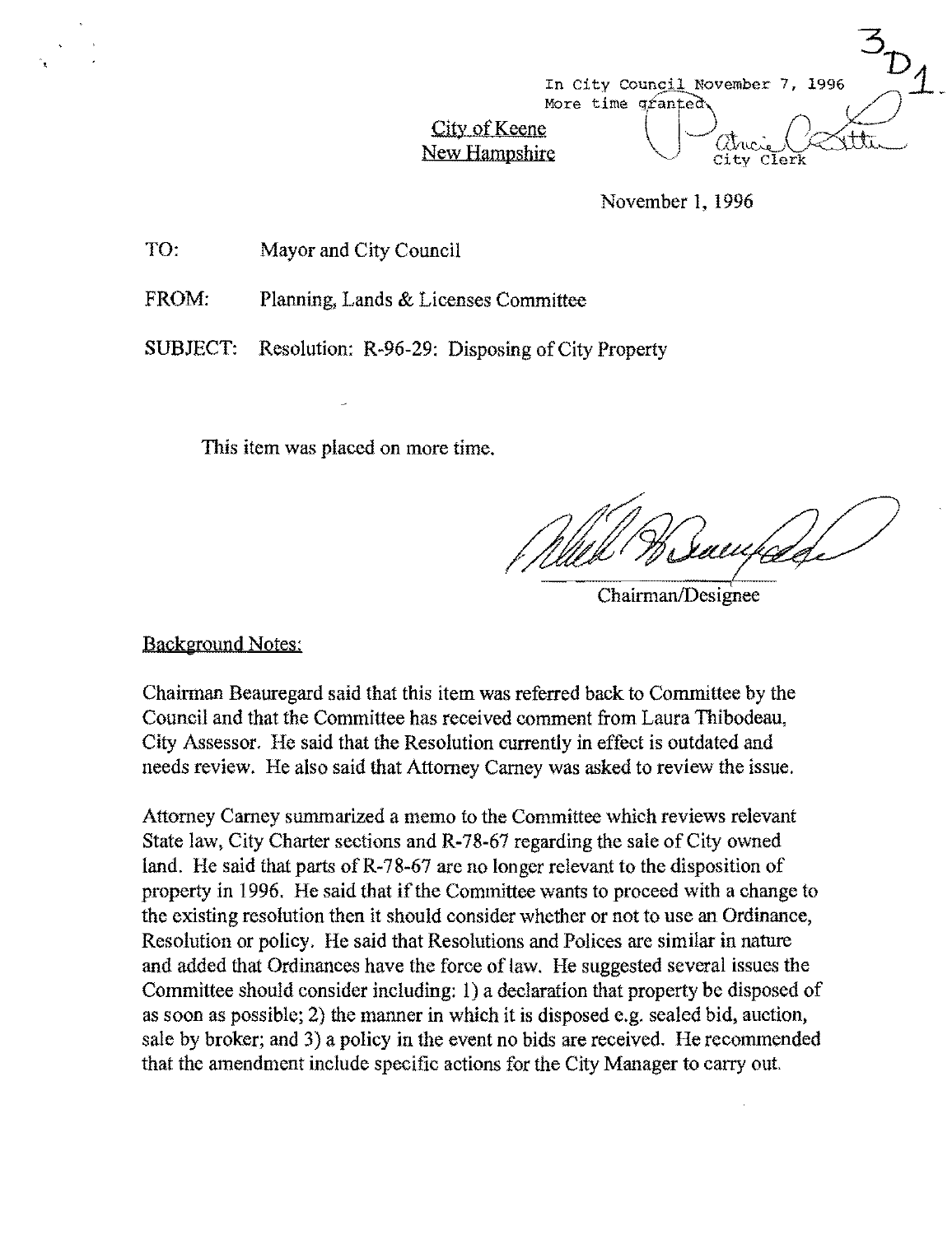3D1

In City Council November 7, 1996
More time granted
City Clerk

City of Keene
New Hampshire

November 1, 1996

TO: Mayor and City Council

FROM: Planning, Lands & Licenses Committee

SUBJECT: Resolution: R-96-29: Disposing of City Property

This item was placed on more time.

Chairman/Designee

Background Notes:

Chairman Beauregard said that this item was referred back to Committee by the Council and that the Committee has received comment from Laura Thibodeau, City Assessor. He said that the Resolution currently in effect is outdated and needs review. He also said that Attorney Carney was asked to review the issue.

Attorney Carney summarized a memo to the Committee which reviews relevant State law, City Charter sections and R-78-67 regarding the sale of City owned land. He said that parts of R-78-67 are no longer relevant to the disposition of property in 1996. He said that if the Committee wants to proceed with a change to the existing resolution then it should consider whether or not to use an Ordinance, Resolution or policy. He said that Resolutions and Polices are similar in nature and added that Ordinances have the force of law. He suggested several issues the Committee should consider including: 1) a declaration that property be disposed of as soon as possible; 2) the manner in which it is disposed e.g. sealed bid, auction, sale by broker; and 3) a policy in the event no bids are received. He recommended that the amendment include specific actions for the City Manager to carry out.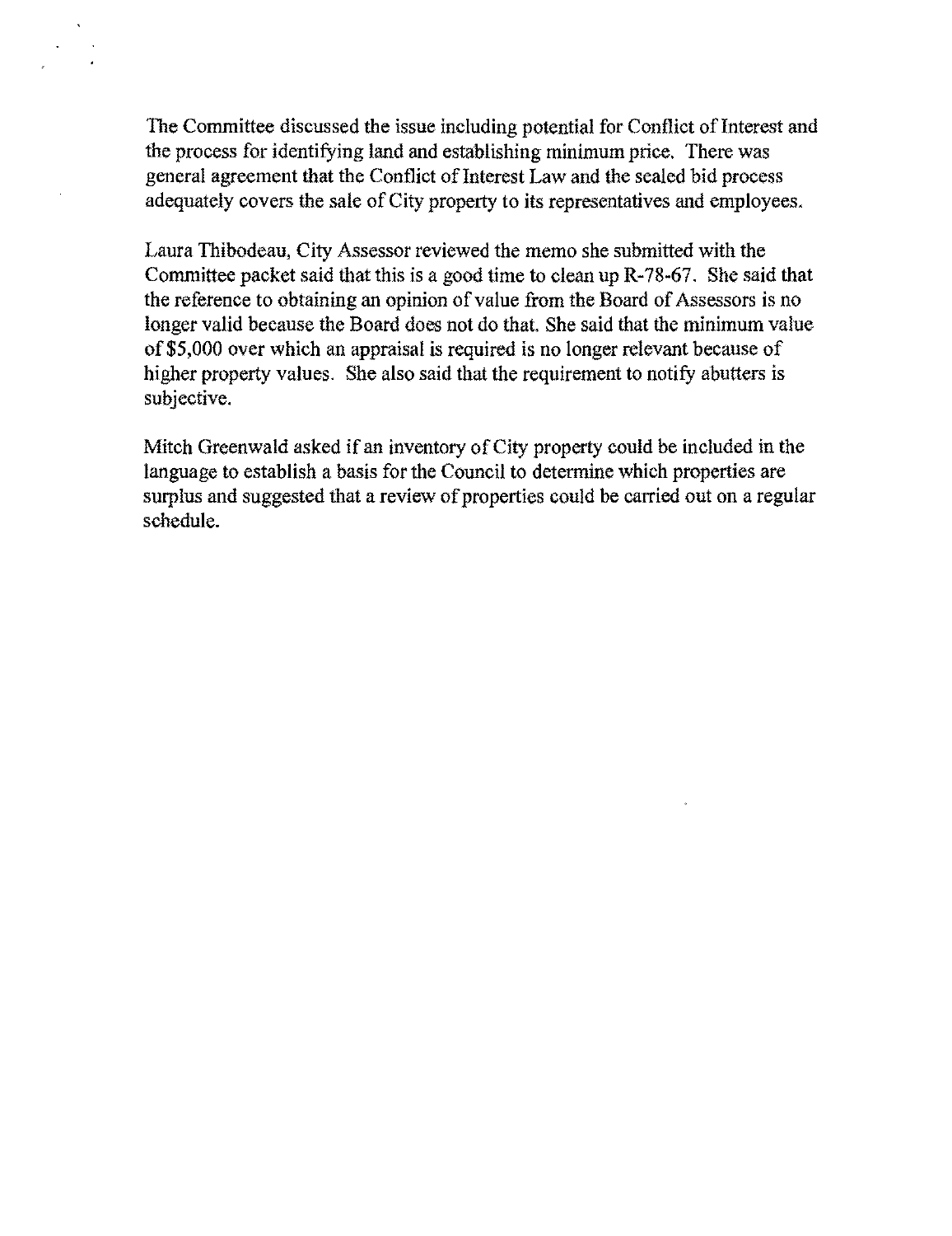The Committee discussed the issue including potential for Conflict of Interest and the process for identifying land and establishing minimum price. There was general agreement that the Conflict of Interest Law and the sealed bid process adequately covers the sale of City property to its representatives and employees.

Laura Thibodeau, City Assessor reviewed the memo she submitted with the Committee packet said that this is a good time to clean up R-78-67. She said that the reference to obtaining an opinion of value from the Board of Assessors is no longer valid because the Board does not do that. She said that the minimum value of $5,000 over which an appraisal is required is no longer relevant because of higher property values. She also said that the requirement to notify abutters is subjective.

Mitch Greenwald asked if an inventory of City property could be included in the language to establish a basis for the Council to determine which properties are surplus and suggested that a review of properties could be carried out on a regular schedule.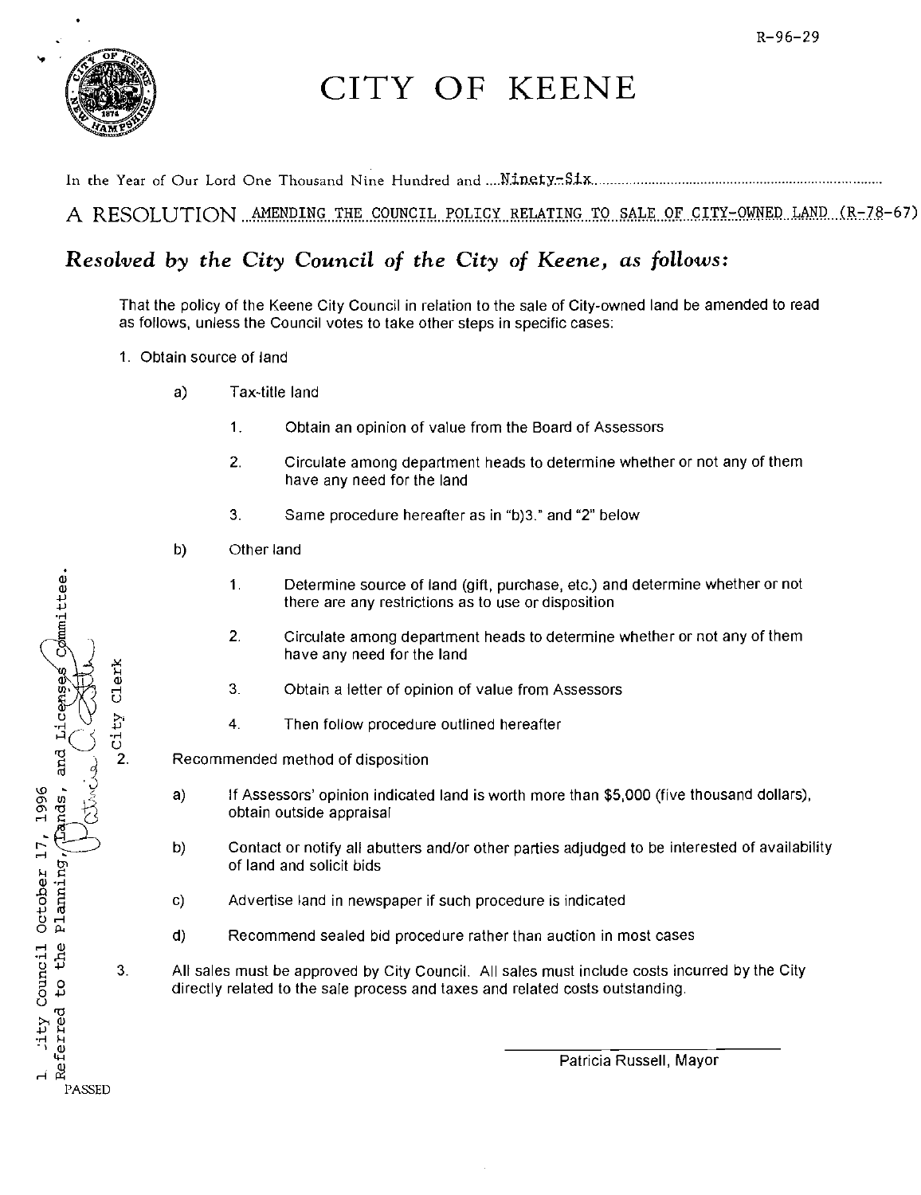R-96-29

# CITY OF KEENE

In the Year of Our Lord One Thousand Nine Hundred and Ninety-Six

A RESOLUTION AMENDING THE COUNCIL POLICY RELATING TO SALE OF CITY-OWNED LAND (R-78-67)

## *Resolved by the City Council of the City of Keene, as follows:*

That the policy of the Keene City Council in relation to the sale of City-owned land be amended to read as follows, unless the Council votes to take other steps in specific cases:

1. Obtain source of land

    a) Tax-title land

    1. Obtain an opinion of value from the Board of Assessors
    2. Circulate among department heads to determine whether or not any of them have any need for the land
    3. Same procedure hereafter as in "b)3." and "2" below

    b) Other land

    1. Determine source of land (gift, purchase, etc.) and determine whether or not there are any restrictions as to use or disposition
    2. Circulate among department heads to determine whether or not any of them have any need for the land
    3. Obtain a letter of opinion of value from Assessors
    4. Then follow procedure outlined hereafter

2. Recommended method of disposition

    a) If Assessors' opinion indicated land is worth more than $5,000 (five thousand dollars), obtain outside appraisal

    b) Contact or notify all abutters and/or other parties adjudged to be interested of availability of land and solicit bids

    c) Advertise land in newspaper if such procedure is indicated

    d) Recommend sealed bid procedure rather than auction in most cases

3. All sales must be approved by City Council. All sales must include costs incurred by the City directly related to the sale process and taxes and related costs outstanding.

1. City Council October 17, 1996
Referred to the Planning, Lands, and Licenses Committee.

Patricia A. Little
City Clerk

PASSED

Patricia Russell, Mayor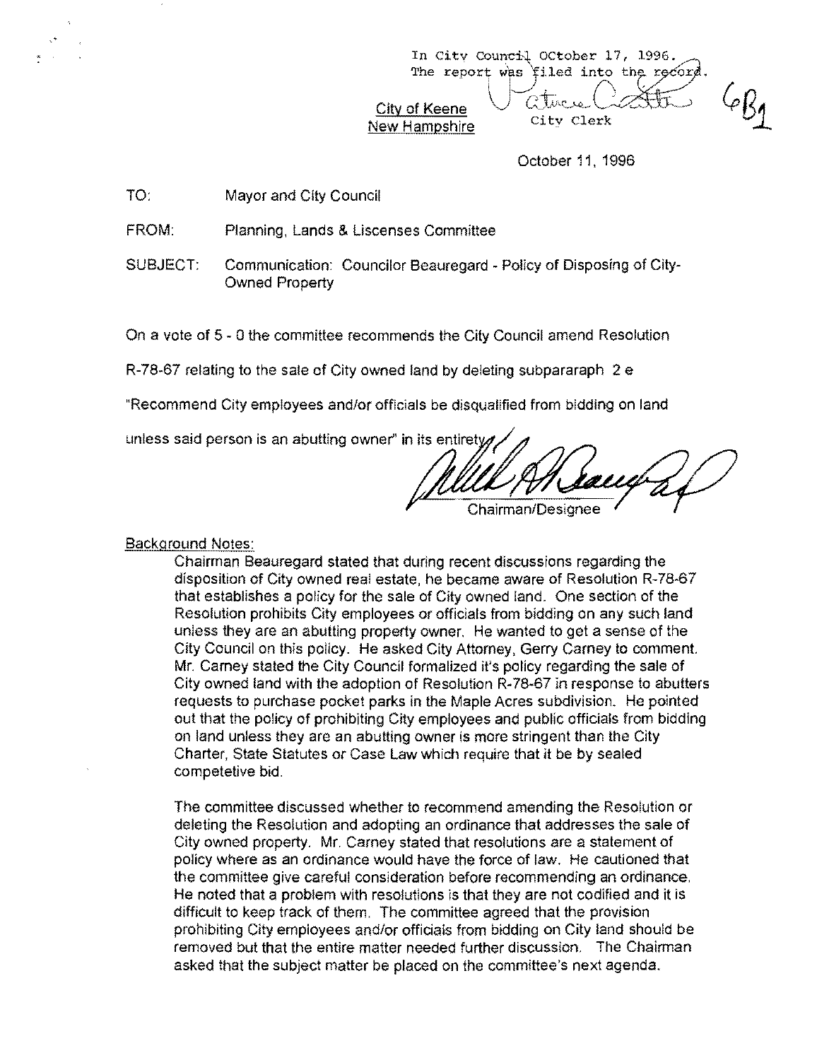In City Council October 17, 1996.
The report was filed into the record.

City Clerk

6B1

City of Keene
New Hampshire

October 11, 1996

TO: Mayor and City Council

FROM: Planning, Lands & Liscenses Committee

SUBJECT: Communication: Councilor Beauregard - Policy of Disposing of City-Owned Property

On a vote of 5 - 0 the committee recommends the City Council amend Resolution R-78-67 relating to the sale of City owned land by deleting subpararaph 2 e "Recommend City employees and/or officials be disqualified from bidding on land unless said person is an abutting owner" in its entirety.

Chairman/Designee

Background Notes:

Chairman Beauregard stated that during recent discussions regarding the disposition of City owned real estate, he became aware of Resolution R-78-67 that establishes a policy for the sale of City owned land. One section of the Resolution prohibits City employees or officials from bidding on any such land unless they are an abutting property owner. He wanted to get a sense of the City Council on this policy. He asked City Attorney, Gerry Carney to comment. Mr. Carney stated the City Council formalized it's policy regarding the sale of City owned land with the adoption of Resolution R-78-67 in response to abutters requests to purchase pocket parks in the Maple Acres subdivision. He pointed out that the policy of prohibiting City employees and public officials from bidding on land unless they are an abutting owner is more stringent than the City Charter, State Statutes or Case Law which require that it be by sealed competetive bid.

The committee discussed whether to recommend amending the Resolution or deleting the Resolution and adopting an ordinance that addresses the sale of City owned property. Mr. Carney stated that resolutions are a statement of policy where as an ordinance would have the force of law. He cautioned that the committee give careful consideration before recommending an ordinance. He noted that a problem with resolutions is that they are not codified and it is difficult to keep track of them. The committee agreed that the provision prohibiting City employees and/or officials from bidding on City land should be removed but that the entire matter needed further discussion. The Chairman asked that the subject matter be placed on the committee's next agenda.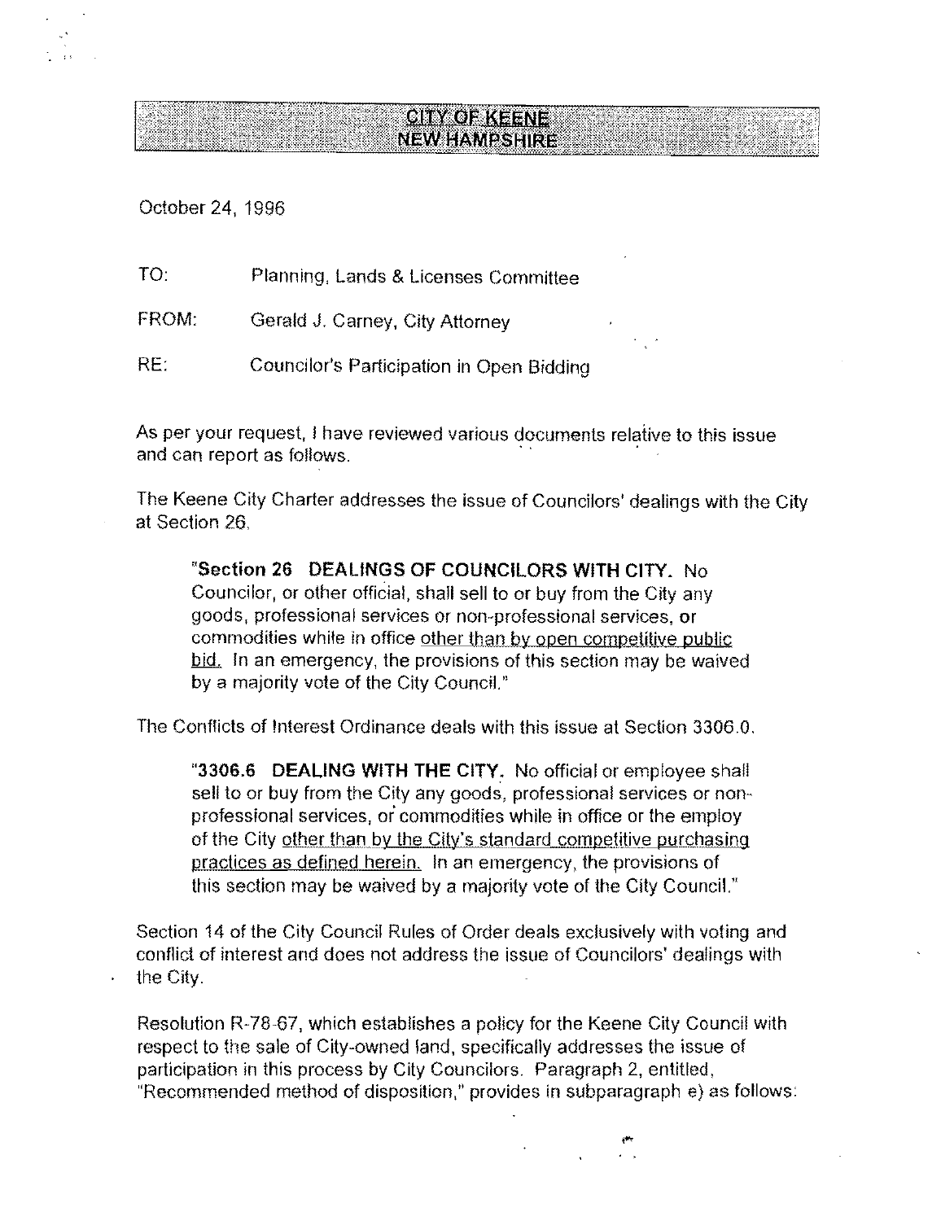**CITY OF KEENE**
**NEW HAMPSHIRE**

October 24, 1996

TO: Planning, Lands & Licenses Committee

FROM: Gerald J. Carney, City Attorney

RE: Councilor's Participation in Open Bidding

As per your request, I have reviewed various documents relative to this issue and can report as follows.

The Keene City Charter addresses the issue of Councilors' dealings with the City at Section 26.

> "**Section 26 DEALINGS OF COUNCILORS WITH CITY.** No Councilor, or other official, shall sell to or buy from the City any goods, professional services or non-professional services, or commodities while in office <u>other than by open competitive public bid.</u> In an emergency, the provisions of this section may be waived by a majority vote of the City Council."

The Conflicts of Interest Ordinance deals with this issue at Section 3306.0.

> "**3306.6 DEALING WITH THE CITY.** No official or employee shall sell to or buy from the City any goods, professional services or non-professional services, or commodities while in office or the employ of the City <u>other than by the City's standard competitive purchasing practices as defined herein.</u> In an emergency, the provisions of this section may be waived by a majority vote of the City Council."

Section 14 of the City Council Rules of Order deals exclusively with voting and conflict of interest and does not address the issue of Councilors' dealings with the City.

Resolution R-78-67, which establishes a policy for the Keene City Council with respect to the sale of City-owned land, specifically addresses the issue of participation in this process by City Councilors. Paragraph 2, entitled, "Recommended method of disposition," provides in subparagraph e) as follows: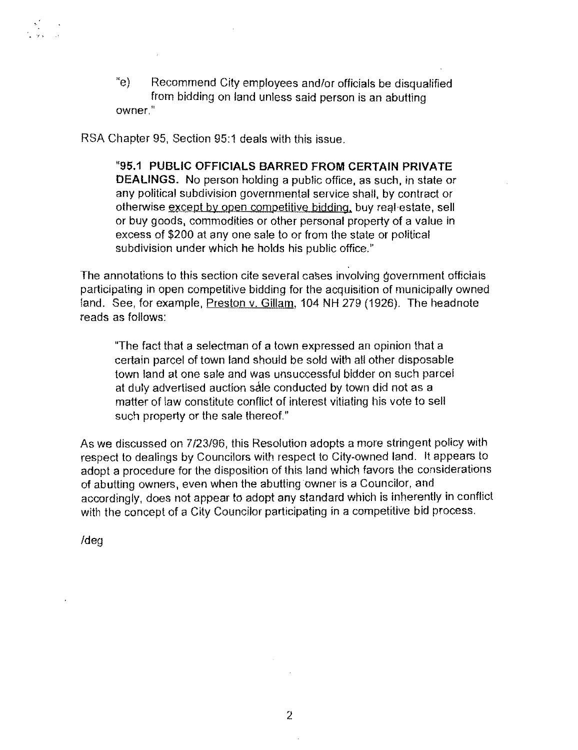"e) Recommend City employees and/or officials be disqualified from bidding on land unless said person is an abutting owner."

RSA Chapter 95, Section 95:1 deals with this issue.

> **"95.1 PUBLIC OFFICIALS BARRED FROM CERTAIN PRIVATE DEALINGS.** No person holding a public office, as such, in state or any political subdivision governmental service shall, by contract or otherwise <u>except by open competitive bidding,</u> buy real estate, sell or buy goods, commodities or other personal property of a value in excess of $200 at any one sale to or from the state or political subdivision under which he holds his public office."

The annotations to this section cite several cases involving government officials participating in open competitive bidding for the acquisition of municipally owned land. See, for example, <u>Preston v. Gillam</u>, 104 NH 279 (1926). The headnote reads as follows:

> "The fact that a selectman of a town expressed an opinion that a certain parcel of town land should be sold with all other disposable town land at one sale and was unsuccessful bidder on such parcel at duly advertised auction sale conducted by town did not as a matter of law constitute conflict of interest vitiating his vote to sell such property or the sale thereof."

As we discussed on 7/23/96, this Resolution adopts a more stringent policy with respect to dealings by Councilors with respect to City-owned land. It appears to adopt a procedure for the disposition of this land which favors the considerations of abutting owners, even when the abutting owner is a Councilor, and accordingly, does not appear to adopt any standard which is inherently in conflict with the concept of a City Councilor participating in a competitive bid process.

/deg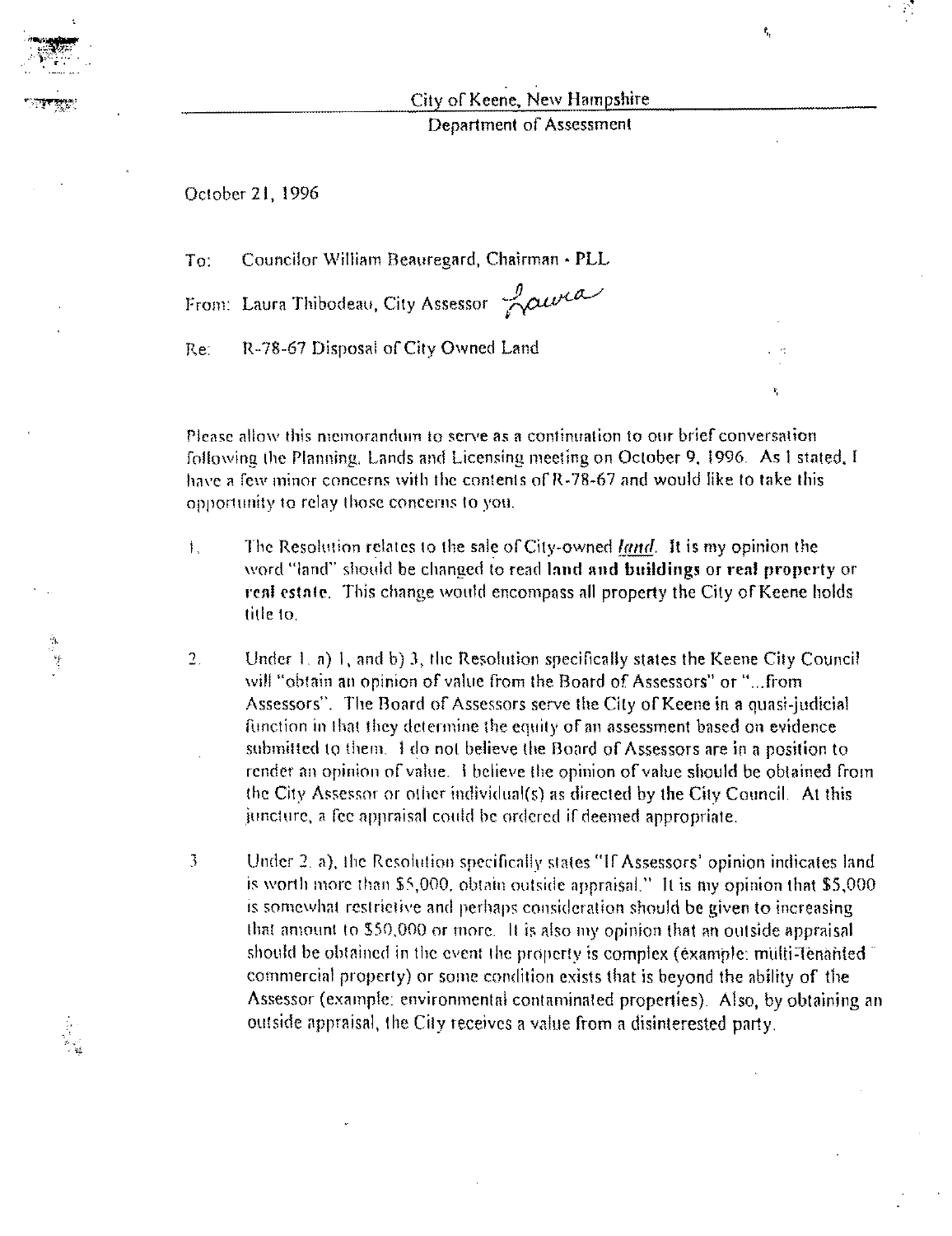City of Keene, New Hampshire

Department of Assessment

October 21, 1996

To: Councilor William Beauregard, Chairman - PLL

From: Laura Thibodeau, City Assessor *Laura*

Re: R-78-67 Disposal of City Owned Land

Please allow this memorandum to serve as a continuation to our brief conversation following the Planning, Lands and Licensing meeting on October 9, 1996. As I stated, I have a few minor concerns with the contents of R-78-67 and would like to take this opportunity to relay those concerns to you.

1. The Resolution relates to the sale of City-owned *land*. It is my opinion the word "land" should be changed to read **land and buildings** or **real property** or **real estate**. This change would encompass all property the City of Keene holds title to.

2. Under 1. a) 1, and b) 3, the Resolution specifically states the Keene City Council will "obtain an opinion of value from the Board of Assessors" or "...from Assessors". The Board of Assessors serve the City of Keene in a quasi-judicial function in that they determine the equity of an assessment based on evidence submitted to them. I do not believe the Board of Assessors are in a position to render an opinion of value. I believe the opinion of value should be obtained from the City Assessor or other individual(s) as directed by the City Council. At this juncture, a fee appraisal could be ordered if deemed appropriate.

3. Under 2. a), the Resolution specifically states "If Assessors' opinion indicates land is worth more than $5,000, obtain outside appraisal." It is my opinion that $5,000 is somewhat restrictive and perhaps consideration should be given to increasing that amount to $50,000 or more. It is also my opinion that an outside appraisal should be obtained in the event the property is complex (example: multi-tenanted commercial property) or some condition exists that is beyond the ability of the Assessor (example: environmental contaminated properties). Also, by obtaining an outside appraisal, the City receives a value from a disinterested party.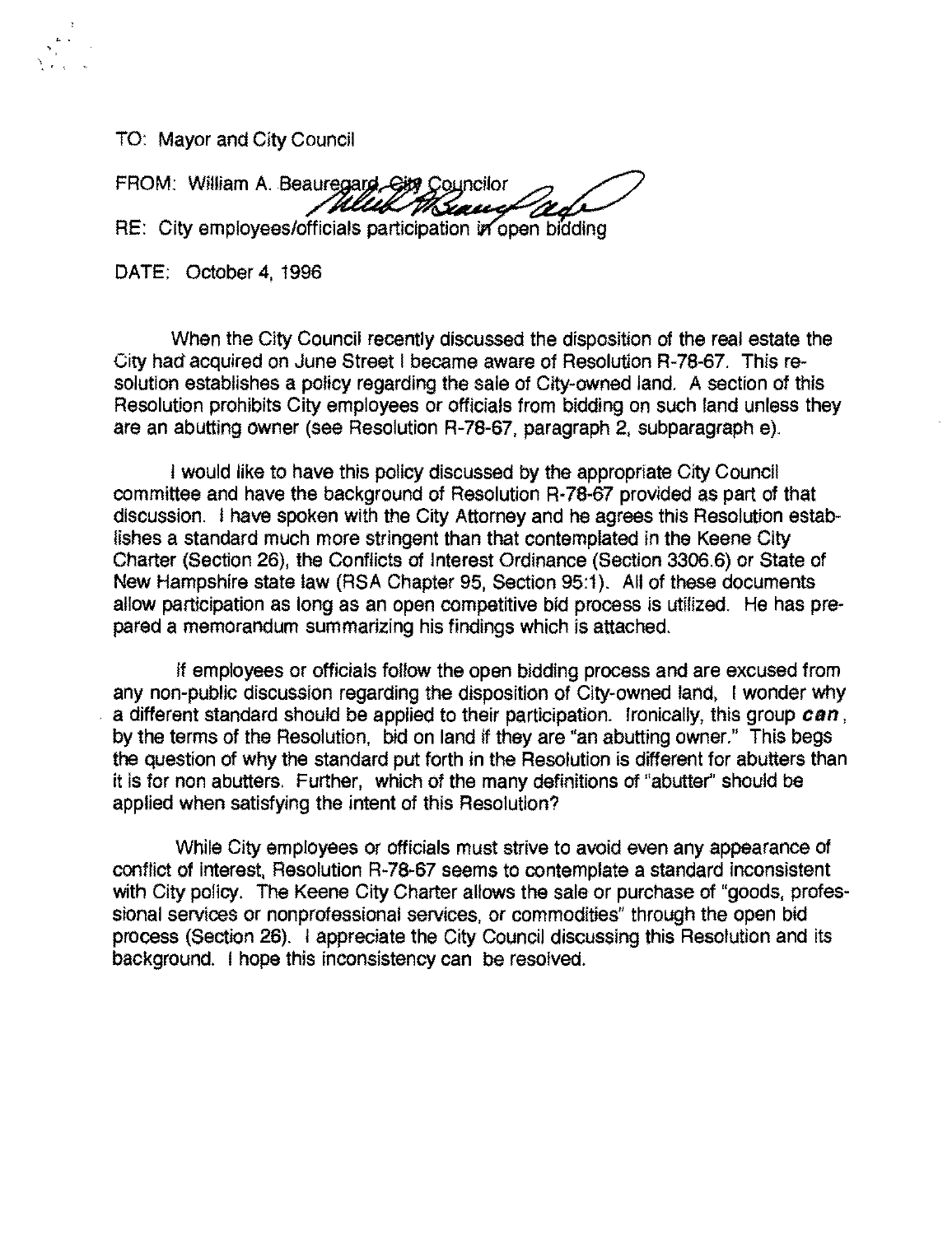TO: Mayor and City Council

FROM: William A. Beauregard, City Councilor

RE: City employees/officials participation in open bidding

DATE: October 4, 1996

When the City Council recently discussed the disposition of the real estate the City had acquired on June Street I became aware of Resolution R-78-67. This resolution establishes a policy regarding the sale of City-owned land. A section of this Resolution prohibits City employees or officials from bidding on such land unless they are an abutting owner (see Resolution R-78-67, paragraph 2, subparagraph e).

I would like to have this policy discussed by the appropriate City Council committee and have the background of Resolution R-78-67 provided as part of that discussion. I have spoken with the City Attorney and he agrees this Resolution establishes a standard much more stringent than that contemplated in the Keene City Charter (Section 26), the Conflicts of Interest Ordinance (Section 3306.6) or State of New Hampshire state law (RSA Chapter 95, Section 95:1). All of these documents allow participation as long as an open competitive bid process is utilized. He has prepared a memorandum summarizing his findings which is attached.

If employees or officials follow the open bidding process and are excused from any non-public discussion regarding the disposition of City-owned land, I wonder why a different standard should be applied to their participation. Ironically, this group ***can***, by the terms of the Resolution, bid on land if they are "an abutting owner." This begs the question of why the standard put forth in the Resolution is different for abutters than it is for non abutters. Further, which of the many definitions of "abutter" should be applied when satisfying the intent of this Resolution?

While City employees or officials must strive to avoid even any appearance of conflict of interest, Resolution R-78-67 seems to contemplate a standard inconsistent with City policy. The Keene City Charter allows the sale or purchase of "goods, professional services or nonprofessional services, or commodities" through the open bid process (Section 26). I appreciate the City Council discussing this Resolution and its background. I hope this inconsistency can be resolved.